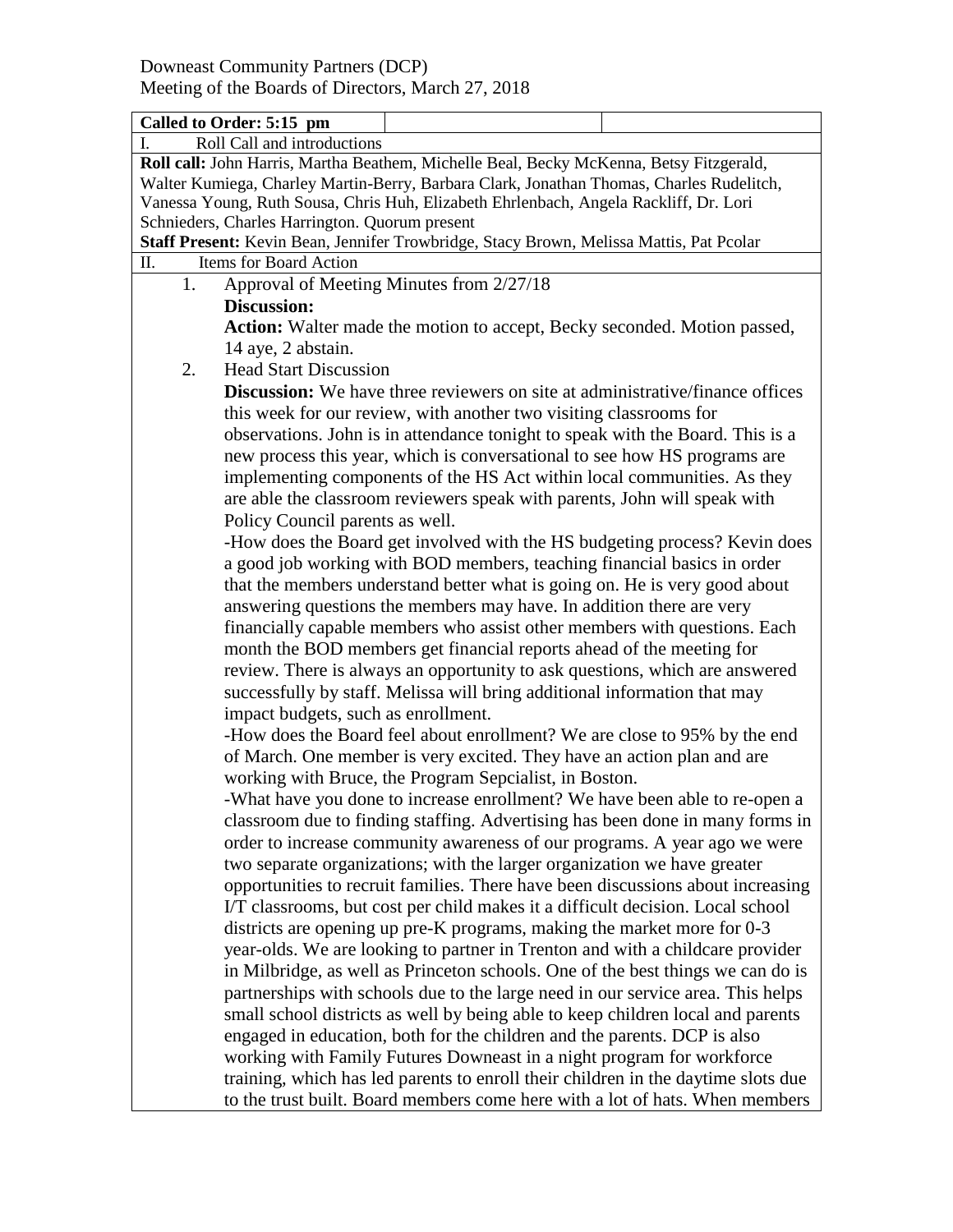Downeast Community Partners (DCP)
Meeting of the Boards of Directors, March 27, 2018

**Called to Order: 5:15 pm**

I. Roll Call and introductions

**Roll call:** John Harris, Martha Beathem, Michelle Beal, Becky McKenna, Betsy Fitzgerald, Walter Kumiega, Charley Martin-Berry, Barbara Clark, Jonathan Thomas, Charles Rudelitch, Vanessa Young, Ruth Sousa, Chris Huh, Elizabeth Ehrlenbach, Angela Rackliff, Dr. Lori Schnieders, Charles Harrington. Quorum present

**Staff Present:** Kevin Bean, Jennifer Trowbridge, Stacy Brown, Melissa Mattis, Pat Pcolar

II. Items for Board Action

1. Approval of Meeting Minutes from 2/27/18
   **Discussion:**
   **Action:** Walter made the motion to accept, Becky seconded. Motion passed, 14 aye, 2 abstain.
2. Head Start Discussion
   **Discussion:** We have three reviewers on site at administrative/finance offices this week for our review, with another two visiting classrooms for observations. John is in attendance tonight to speak with the Board. This is a new process this year, which is conversational to see how HS programs are implementing components of the HS Act within local communities. As they are able the classroom reviewers speak with parents, John will speak with Policy Council parents as well.
   -How does the Board get involved with the HS budgeting process? Kevin does a good job working with BOD members, teaching financial basics in order that the members understand better what is going on. He is very good about answering questions the members may have. In addition there are very financially capable members who assist other members with questions. Each month the BOD members get financial reports ahead of the meeting for review. There is always an opportunity to ask questions, which are answered successfully by staff. Melissa will bring additional information that may impact budgets, such as enrollment.
   -How does the Board feel about enrollment? We are close to 95% by the end of March. One member is very excited. They have an action plan and are working with Bruce, the Program Sepcialist, in Boston.
   -What have you done to increase enrollment? We have been able to re-open a classroom due to finding staffing. Advertising has been done in many forms in order to increase community awareness of our programs. A year ago we were two separate organizations; with the larger organization we have greater opportunities to recruit families. There have been discussions about increasing I/T classrooms, but cost per child makes it a difficult decision. Local school districts are opening up pre-K programs, making the market more for 0-3 year-olds. We are looking to partner in Trenton and with a childcare provider in Milbridge, as well as Princeton schools. One of the best things we can do is partnerships with schools due to the large need in our service area. This helps small school districts as well by being able to keep children local and parents engaged in education, both for the children and the parents. DCP is also working with Family Futures Downeast in a night program for workforce training, which has led parents to enroll their children in the daytime slots due to the trust built. Board members come here with a lot of hats. When members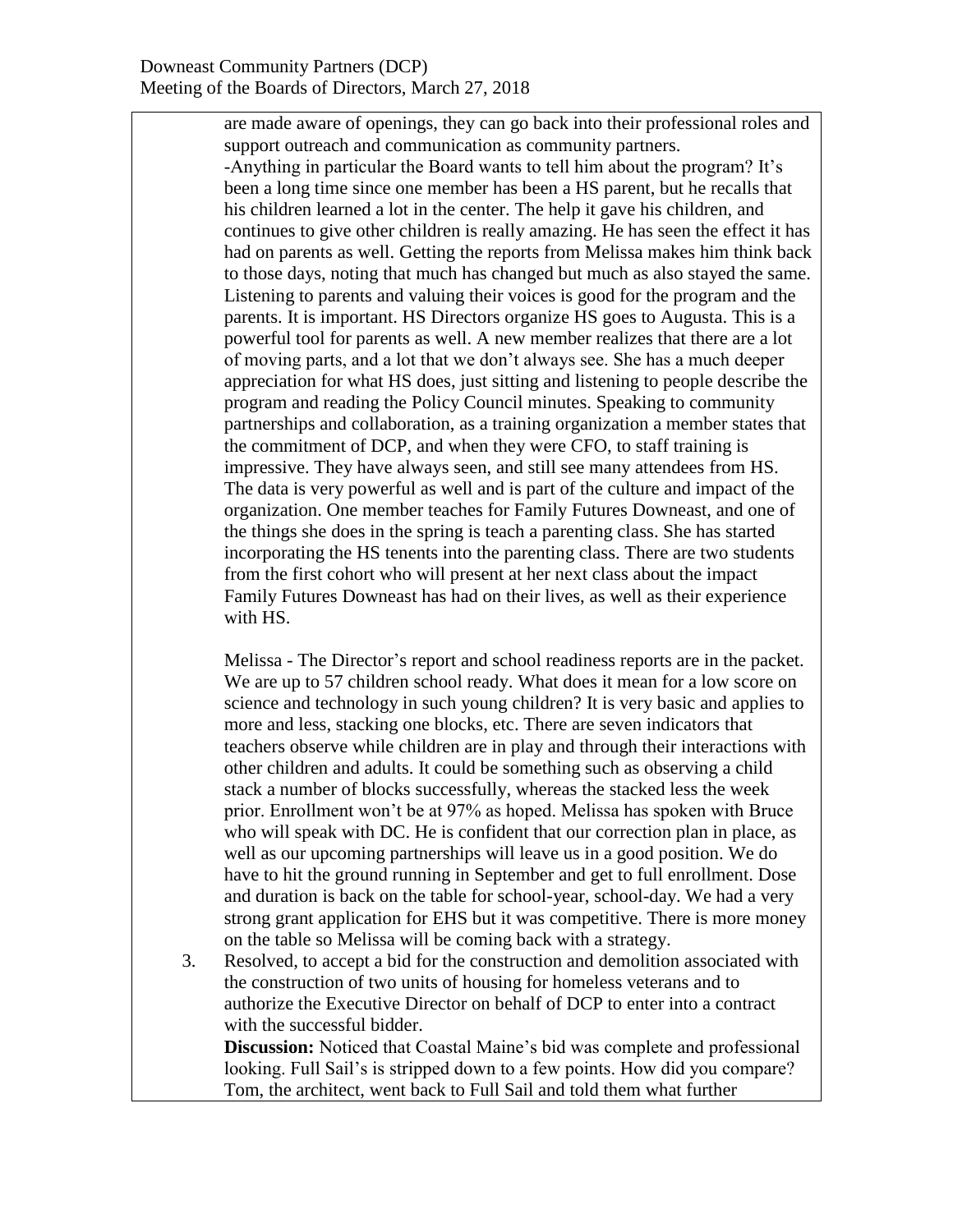are made aware of openings, they can go back into their professional roles and support outreach and communication as community partners.

-Anything in particular the Board wants to tell him about the program? It's been a long time since one member has been a HS parent, but he recalls that his children learned a lot in the center. The help it gave his children, and continues to give other children is really amazing. He has seen the effect it has had on parents as well. Getting the reports from Melissa makes him think back to those days, noting that much has changed but much as also stayed the same. Listening to parents and valuing their voices is good for the program and the parents. It is important. HS Directors organize HS goes to Augusta. This is a powerful tool for parents as well. A new member realizes that there are a lot of moving parts, and a lot that we don't always see. She has a much deeper appreciation for what HS does, just sitting and listening to people describe the program and reading the Policy Council minutes. Speaking to community partnerships and collaboration, as a training organization a member states that the commitment of DCP, and when they were CFO, to staff training is impressive. They have always seen, and still see many attendees from HS. The data is very powerful as well and is part of the culture and impact of the organization. One member teaches for Family Futures Downeast, and one of the things she does in the spring is teach a parenting class. She has started incorporating the HS tenents into the parenting class. There are two students from the first cohort who will present at her next class about the impact Family Futures Downeast has had on their lives, as well as their experience with HS.

Melissa - The Director's report and school readiness reports are in the packet. We are up to 57 children school ready. What does it mean for a low score on science and technology in such young children? It is very basic and applies to more and less, stacking one blocks, etc. There are seven indicators that teachers observe while children are in play and through their interactions with other children and adults. It could be something such as observing a child stack a number of blocks successfully, whereas the stacked less the week prior. Enrollment won't be at 97% as hoped. Melissa has spoken with Bruce who will speak with DC. He is confident that our correction plan in place, as well as our upcoming partnerships will leave us in a good position. We do have to hit the ground running in September and get to full enrollment. Dose and duration is back on the table for school-year, school-day. We had a very strong grant application for EHS but it was competitive. There is more money on the table so Melissa will be coming back with a strategy.

3. Resolved, to accept a bid for the construction and demolition associated with the construction of two units of housing for homeless veterans and to authorize the Executive Director on behalf of DCP to enter into a contract with the successful bidder.

   **Discussion:** Noticed that Coastal Maine's bid was complete and professional looking. Full Sail's is stripped down to a few points. How did you compare? Tom, the architect, went back to Full Sail and told them what further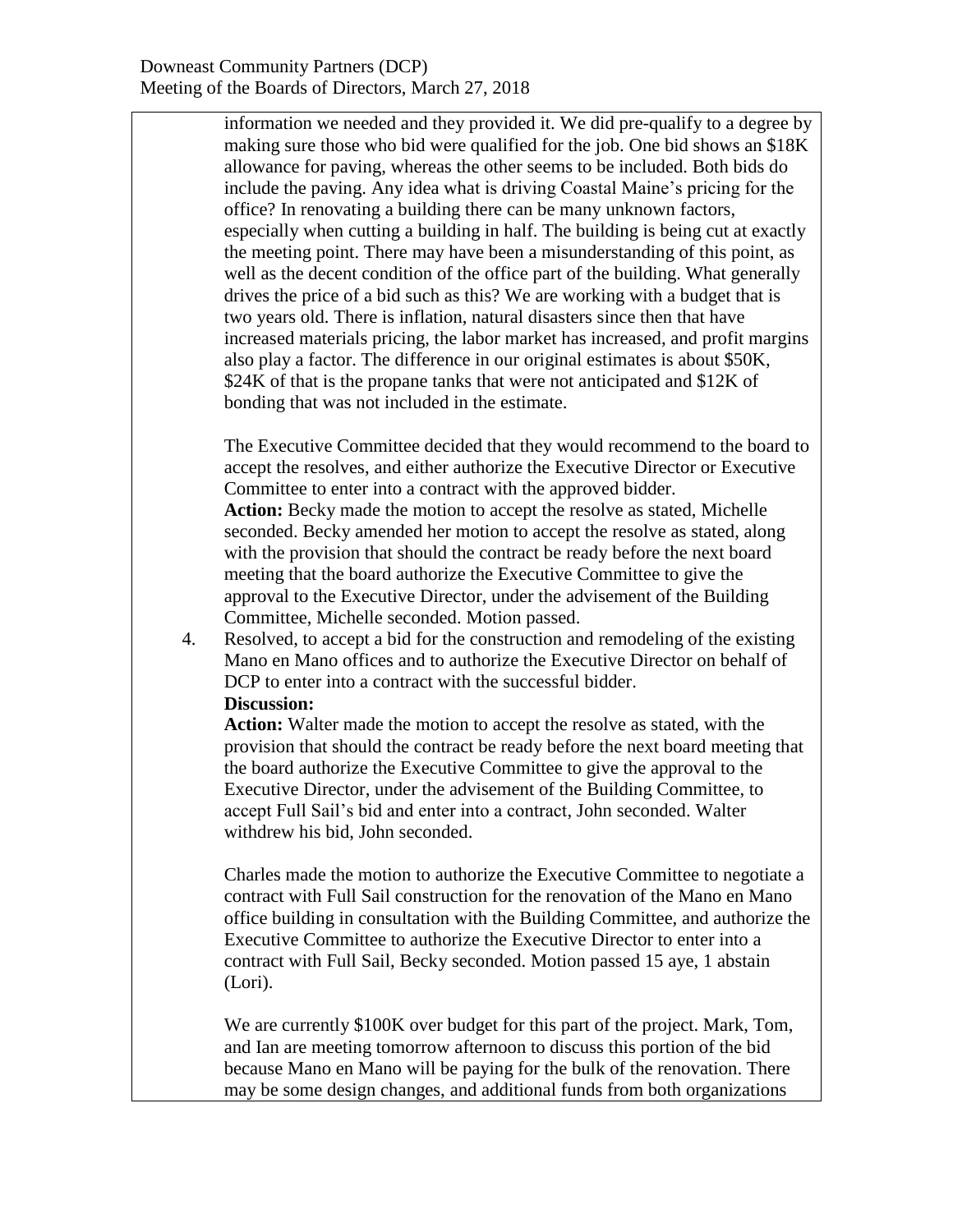information we needed and they provided it. We did pre-qualify to a degree by making sure those who bid were qualified for the job. One bid shows an $18K allowance for paving, whereas the other seems to be included. Both bids do include the paving. Any idea what is driving Coastal Maine's pricing for the office? In renovating a building there can be many unknown factors, especially when cutting a building in half. The building is being cut at exactly the meeting point. There may have been a misunderstanding of this point, as well as the decent condition of the office part of the building. What generally drives the price of a bid such as this? We are working with a budget that is two years old. There is inflation, natural disasters since then that have increased materials pricing, the labor market has increased, and profit margins also play a factor. The difference in our original estimates is about $50K, $24K of that is the propane tanks that were not anticipated and $12K of bonding that was not included in the estimate.

The Executive Committee decided that they would recommend to the board to accept the resolves, and either authorize the Executive Director or Executive Committee to enter into a contract with the approved bidder.

**Action:** Becky made the motion to accept the resolve as stated, Michelle seconded. Becky amended her motion to accept the resolve as stated, along with the provision that should the contract be ready before the next board meeting that the board authorize the Executive Committee to give the approval to the Executive Director, under the advisement of the Building Committee, Michelle seconded. Motion passed.

4. Resolved, to accept a bid for the construction and remodeling of the existing Mano en Mano offices and to authorize the Executive Director on behalf of DCP to enter into a contract with the successful bidder.

**Discussion:**

**Action:** Walter made the motion to accept the resolve as stated, with the provision that should the contract be ready before the next board meeting that the board authorize the Executive Committee to give the approval to the Executive Director, under the advisement of the Building Committee, to accept Full Sail's bid and enter into a contract, John seconded. Walter withdrew his bid, John seconded.

Charles made the motion to authorize the Executive Committee to negotiate a contract with Full Sail construction for the renovation of the Mano en Mano office building in consultation with the Building Committee, and authorize the Executive Committee to authorize the Executive Director to enter into a contract with Full Sail, Becky seconded. Motion passed 15 aye, 1 abstain (Lori).

We are currently $100K over budget for this part of the project. Mark, Tom, and Ian are meeting tomorrow afternoon to discuss this portion of the bid because Mano en Mano will be paying for the bulk of the renovation. There may be some design changes, and additional funds from both organizations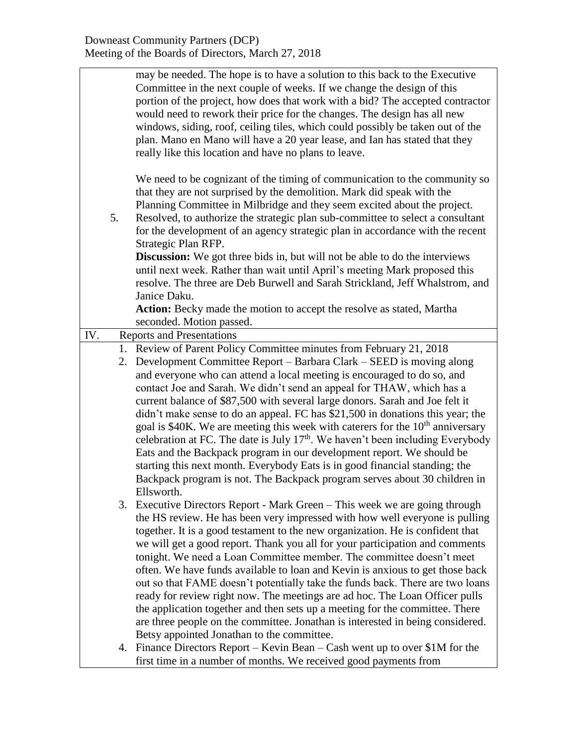may be needed. The hope is to have a solution to this back to the Executive Committee in the next couple of weeks. If we change the design of this portion of the project, how does that work with a bid? The accepted contractor would need to rework their price for the changes. The design has all new windows, siding, roof, ceiling tiles, which could possibly be taken out of the plan. Mano en Mano will have a 20 year lease, and Ian has stated that they really like this location and have no plans to leave.

We need to be cognizant of the timing of communication to the community so that they are not surprised by the demolition. Mark did speak with the Planning Committee in Milbridge and they seem excited about the project.

5. Resolved, to authorize the strategic plan sub-committee to select a consultant for the development of an agency strategic plan in accordance with the recent Strategic Plan RFP.
   **Discussion:** We got three bids in, but will not be able to do the interviews until next week. Rather than wait until April's meeting Mark proposed this resolve. The three are Deb Burwell and Sarah Strickland, Jeff Whalstrom, and Janice Daku.
   **Action:** Becky made the motion to accept the resolve as stated, Martha seconded. Motion passed.

## IV. Reports and Presentations

1. Review of Parent Policy Committee minutes from February 21, 2018
2. Development Committee Report – Barbara Clark – SEED is moving along and everyone who can attend a local meeting is encouraged to do so, and contact Joe and Sarah. We didn't send an appeal for THAW, which has a current balance of $87,500 with several large donors. Sarah and Joe felt it didn't make sense to do an appeal. FC has $21,500 in donations this year; the goal is $40K. We are meeting this week with caterers for the 10th anniversary celebration at FC. The date is July 17th. We haven't been including Everybody Eats and the Backpack program in our development report. We should be starting this next month. Everybody Eats is in good financial standing; the Backpack program is not. The Backpack program serves about 30 children in Ellsworth.
3. Executive Directors Report - Mark Green – This week we are going through the HS review. He has been very impressed with how well everyone is pulling together. It is a good testament to the new organization. He is confident that we will get a good report. Thank you all for your participation and comments tonight. We need a Loan Committee member. The committee doesn't meet often. We have funds available to loan and Kevin is anxious to get those back out so that FAME doesn't potentially take the funds back. There are two loans ready for review right now. The meetings are ad hoc. The Loan Officer pulls the application together and then sets up a meeting for the committee. There are three people on the committee. Jonathan is interested in being considered. Betsy appointed Jonathan to the committee.
4. Finance Directors Report – Kevin Bean – Cash went up to over $1M for the first time in a number of months. We received good payments from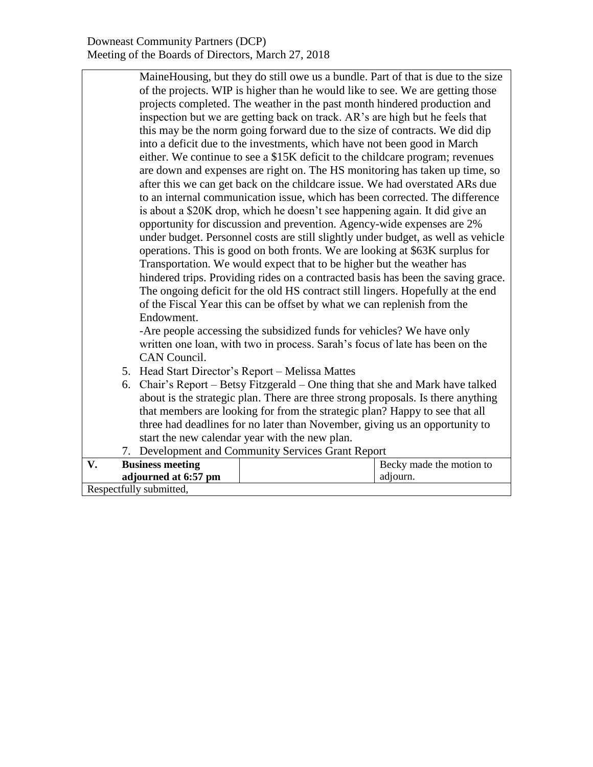Downeast Community Partners (DCP)
Meeting of the Boards of Directors, March 27, 2018

MaineHousing, but they do still owe us a bundle. Part of that is due to the size of the projects. WIP is higher than he would like to see. We are getting those projects completed. The weather in the past month hindered production and inspection but we are getting back on track. AR's are high but he feels that this may be the norm going forward due to the size of contracts. We did dip into a deficit due to the investments, which have not been good in March either. We continue to see a $15K deficit to the childcare program; revenues are down and expenses are right on. The HS monitoring has taken up time, so after this we can get back on the childcare issue. We had overstated ARs due to an internal communication issue, which has been corrected. The difference is about a $20K drop, which he doesn't see happening again. It did give an opportunity for discussion and prevention. Agency-wide expenses are 2% under budget. Personnel costs are still slightly under budget, as well as vehicle operations. This is good on both fronts. We are looking at $63K surplus for Transportation. We would expect that to be higher but the weather has hindered trips. Providing rides on a contracted basis has been the saving grace. The ongoing deficit for the old HS contract still lingers. Hopefully at the end of the Fiscal Year this can be offset by what we can replenish from the Endowment.

-Are people accessing the subsidized funds for vehicles? We have only written one loan, with two in process. Sarah's focus of late has been on the CAN Council.

5. Head Start Director's Report – Melissa Mattes
6. Chair's Report – Betsy Fitzgerald – One thing that she and Mark have talked about is the strategic plan. There are three strong proposals. Is there anything that members are looking for from the strategic plan? Happy to see that all three had deadlines for no later than November, giving us an opportunity to start the new calendar year with the new plan.
7. Development and Community Services Grant Report

| | | |
|---|---|---|
| **V. Business meeting adjourned at 6:57 pm** | | Becky made the motion to adjourn. |

Respectfully submitted,